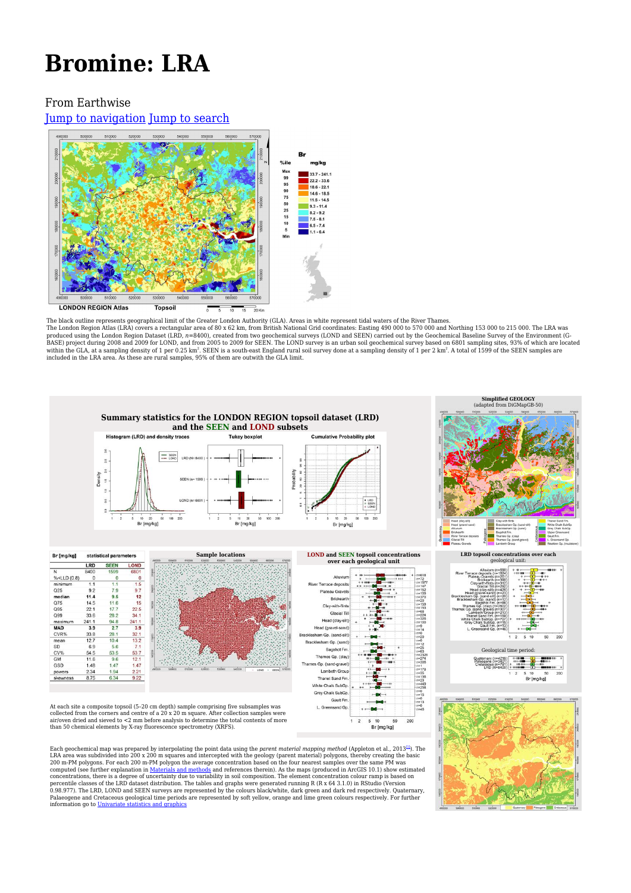# Bromine: LRA

From Earthwise

Jump to navigation Jump to search

The black outline represents geographical limit of the Greater London Authority (GLA). Areas in white represent tidal waters of the River Thames.

The London Region Atlas (LRA) covers a rectangular area of 80 x 62 km, from British National Grid coordinates: Easting 490 000 to 570 000 and Northing 153 000 to 215 000. The LRA was produced using the London Region Dataset (LRD, *n*=8400), created from two geochemical surveys (LOND and SEEN) carried out by the Geochemical Baseline Survey of the Environment (G-BASE) project during 2008 and 2009 for LOND, and from 2005 to 2009 for SEEN. The LOND survey is an urban soil geochemical survey based on 6801 sampling sites, 93% of which are located within the GLA, at a sampling density of 1 per 0.25 km$^2$. SEEN is a south-east England rural soil survey done at a sampling density of 1 per 2 km$^2$. A total of 1599 of the SEEN samples are included in the LRA area. As these are rural samples, 95% of them are outwith the GLA limit.

## Summary statistics for the LONDON REGION topsoil dataset (LRD) and the SEEN and LOND subsets

| Br [mg/kg] | LRD | SEEN | LOND |
|---|---|---|---|
| N | 8400 | 1599 | 6801 |
| %<LLD (0.8) | 0 | 0 | 0 |
| minimum | 1.1 | 1.1 | 1.5 |
| Q25 | 9.2 | 7.9 | 9.7 |
| median | 11.4 | 9.5 | 12 |
| Q75 | 14.5 | 11.6 | 15 |
| Q95 | 22.1 | 17.7 | 22.5 |
| Q99 | 33.6 | 28.2 | 34.1 |
| maximum | 241.1 | 94.8 | 241.1 |
| MAD | 3.9 | 2.7 | 3.9 |
| CVR% | 33.8 | 28.1 | 32.1 |
| mean | 12.7 | 10.4 | 13.2 |
| SD | 6.9 | 5.6 | 7.1 |
| CV% | 54.5 | 53.5 | 53.7 |
| GM | 11.6 | 9.6 | 12.1 |
| GSD | 1.48 | 1.47 | 1.47 |
| powers | 2.34 | 1.94 | 2.21 |
| skewness | 8.75 | 6.34 | 9.22 |

At each site a composite topsoil (5–20 cm depth) sample comprising five subsamples was collected from the corners and centre of a 20 x 20 m square. After collection samples were air/oven dried and sieved to <2 mm before analysis to determine the total contents of more than 50 chemical elements by X-ray fluorescence spectrometry (XRFS).

Each geochemical map was prepared by interpolating the point data using the *parent material mapping method* (Appleton et al., 2013[1]). The LRA area was subdivided into 200 x 200 m squares and intercepted with the geology (parent material) polygons, thereby creating the basic 200 m-PM polygons. For each 200 m-PM polygon the average concentration based on the four nearest samples over the same PM was computed (see further explanation in Materials and methods and references therein). As the maps (produced in ArcGIS 10.1) show estimated concentrations, there is a degree of uncertainty due to variability in soil composition. The element concentration colour range is based on percentile classes of the LRD dataset distribution. The tables and graphs were generated running R (R x 64 3.1.0) in RStudio (Version 0.98.977). The LRD, LOND and SEEN surveys are represented by the colours black/white, dark green and dark red respectively. Quaternary, Palaeogene and Cretaceous geological time periods are represented by soft yellow, orange and lime green colours respectively. For further information go to Univariate statistics and graphics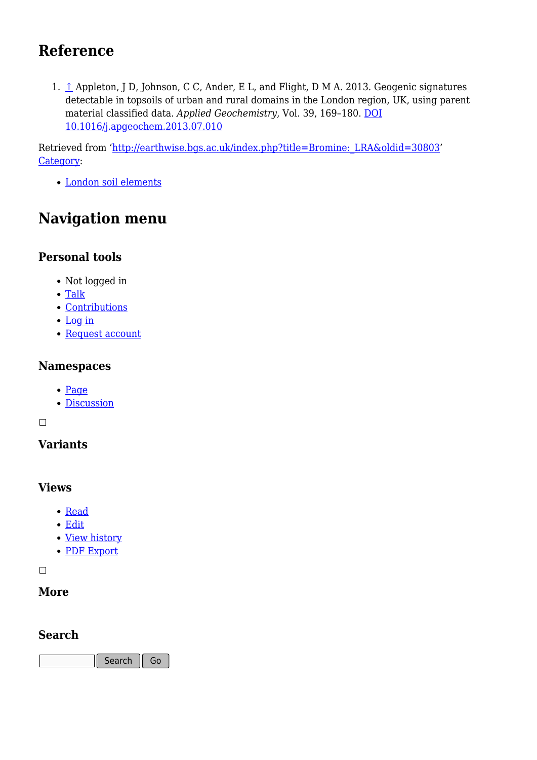## Reference

1. ↑ Appleton, J D, Johnson, C C, Ander, E L, and Flight, D M A. 2013. Geogenic signatures detectable in topsoils of urban and rural domains in the London region, UK, using parent material classified data. *Applied Geochemistry*, Vol. 39, 169–180. DOI 10.1016/j.apgeochem.2013.07.010

Retrieved from 'http://earthwise.bgs.ac.uk/index.php?title=Bromine:_LRA&oldid=30803'
Category:

- London soil elements

## Navigation menu

### Personal tools

- Not logged in
- Talk
- Contributions
- Log in
- Request account

### Namespaces

- Page
- Discussion

### Variants

### Views

- Read
- Edit
- View history
- PDF Export

### More

### Search

Search Go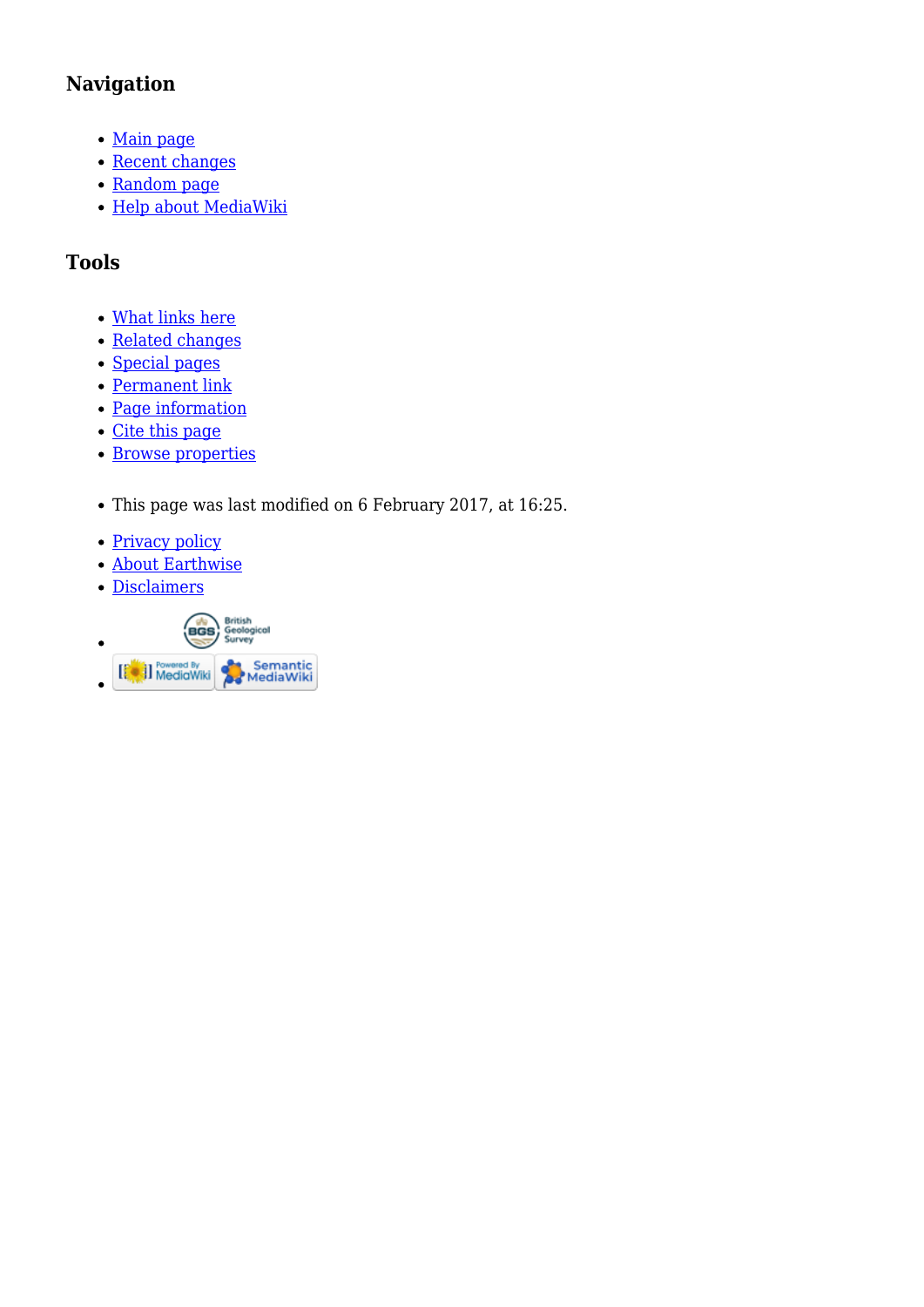### Navigation

- Main page
- Recent changes
- Random page
- Help about MediaWiki

### Tools

- What links here
- Related changes
- Special pages
- Permanent link
- Page information
- Cite this page
- Browse properties

- This page was last modified on 6 February 2017, at 16:25.

- Privacy policy
- About Earthwise
- Disclaimers